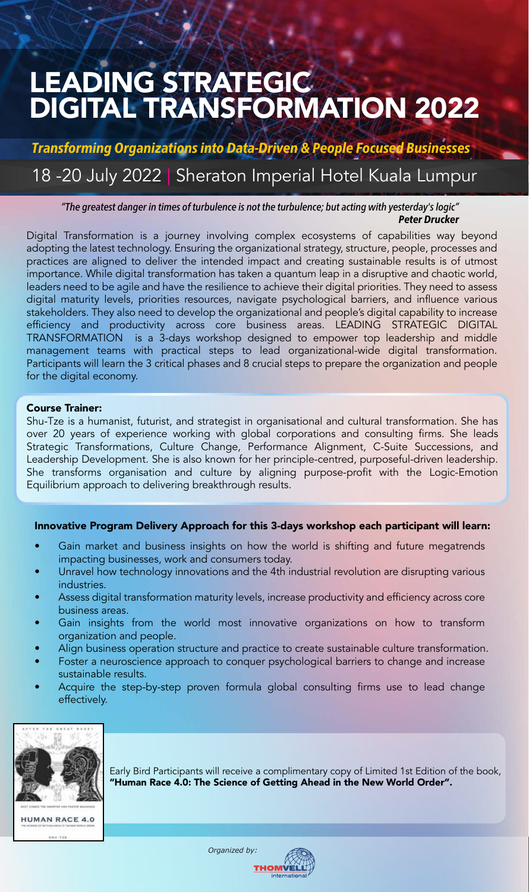# LEADING STRATEGIC DIGITAL TRANSFORMATION 2022

***Transforming Organizations into Data-Driven & People Focused Businesses***

## 18 -20 July 2022 | Sheraton Imperial Hotel Kuala Lumpur

*"The greatest danger in times of turbulence is not the turbulence; but acting with yesterday's logic"*
***Peter Drucker***

Digital Transformation is a journey involving complex ecosystems of capabilities way beyond adopting the latest technology. Ensuring the organizational strategy, structure, people, processes and practices are aligned to deliver the intended impact and creating sustainable results is of utmost importance. While digital transformation has taken a quantum leap in a disruptive and chaotic world, leaders need to be agile and have the resilience to achieve their digital priorities. They need to assess digital maturity levels, priorities resources, navigate psychological barriers, and influence various stakeholders. They also need to develop the organizational and people's digital capability to increase efficiency and productivity across core business areas. LEADING STRATEGIC DIGITAL TRANSFORMATION is a 3-days workshop designed to empower top leadership and middle management teams with practical steps to lead organizational-wide digital transformation. Participants will learn the 3 critical phases and 8 crucial steps to prepare the organization and people for the digital economy.

**Course Trainer:**

Shu-Tze is a humanist, futurist, and strategist in organisational and cultural transformation. She has over 20 years of experience working with global corporations and consulting firms. She leads Strategic Transformations, Culture Change, Performance Alignment, C-Suite Successions, and Leadership Development. She is also known for her principle-centred, purposeful-driven leadership. She transforms organisation and culture by aligning purpose-profit with the Logic-Emotion Equilibrium approach to delivering breakthrough results.

**Innovative Program Delivery Approach for this 3-days workshop each participant will learn:**

- Gain market and business insights on how the world is shifting and future megatrends impacting businesses, work and consumers today.
- Unravel how technology innovations and the 4th industrial revolution are disrupting various industries.
- Assess digital transformation maturity levels, increase productivity and efficiency across core business areas.
- Gain insights from the world most innovative organizations on how to transform organization and people.
- Align business operation structure and practice to create sustainable culture transformation.
- Foster a neuroscience approach to conquer psychological barriers to change and increase sustainable results.
- Acquire the step-by-step proven formula global consulting firms use to lead change effectively.

Early Bird Participants will receive a complimentary copy of Limited 1st Edition of the book, **"Human Race 4.0: The Science of Getting Ahead in the New World Order".**

*Organized by:* THOMVELL international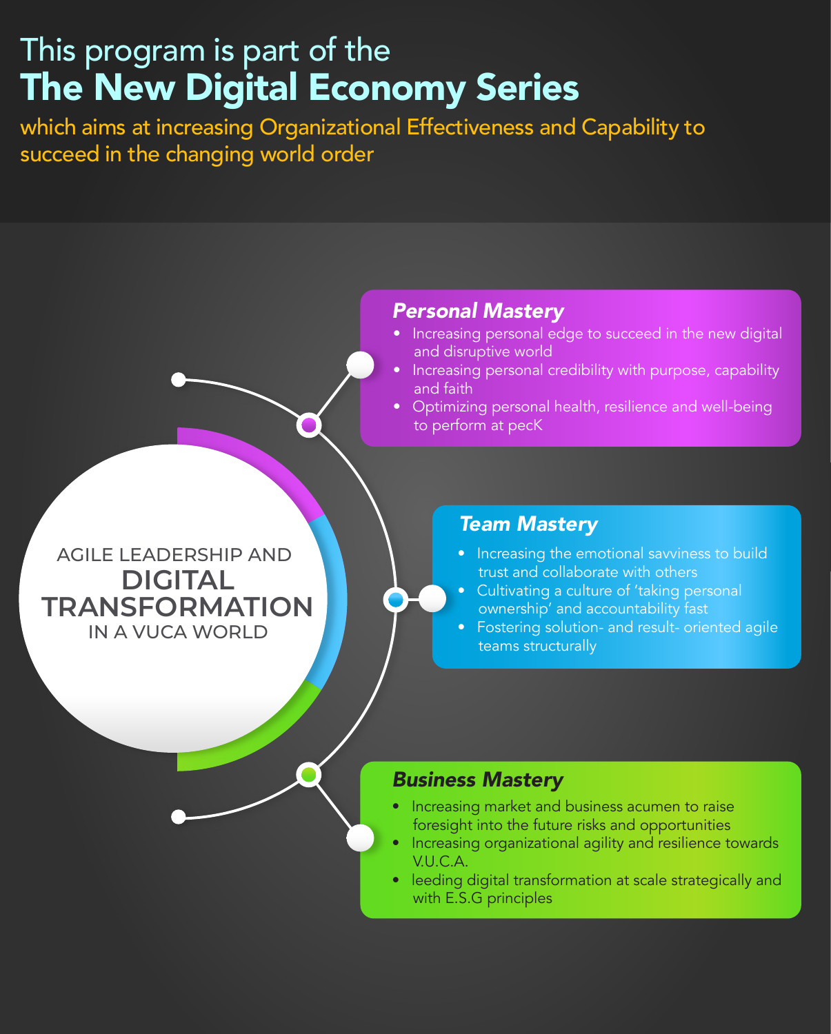This program is part of the

# The New Digital Economy Series

which aims at increasing Organizational Effectiveness and Capability to succeed in the changing world order

AGILE LEADERSHIP AND
**DIGITAL TRANSFORMATION**
IN A VUCA WORLD

### *Personal Mastery*

- Increasing personal edge to succeed in the new digital and disruptive world
- Increasing personal credibility with purpose, capability and faith
- Optimizing personal health, resilience and well-being to perform at pecK

### *Team Mastery*

- Increasing the emotional savviness to build trust and collaborate with others
- Cultivating a culture of 'taking personal ownership' and accountability fast
- Fostering solution- and result- oriented agile teams structurally

### *Business Mastery*

- Increasing market and business acumen to raise foresight into the future risks and opportunities
- Increasing organizational agility and resilience towards V.U.C.A.
- leeding digital transformation at scale strategically and with E.S.G principles